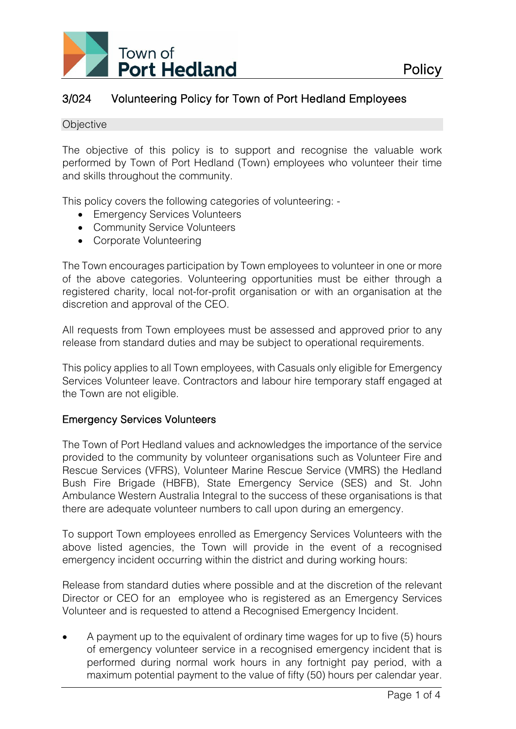Town of Port Hedland

Policy

# 3/024 Volunteering Policy for Town of Port Hedland Employees

## Objective

The objective of this policy is to support and recognise the valuable work performed by Town of Port Hedland (Town) employees who volunteer their time and skills throughout the community.

This policy covers the following categories of volunteering: -

- Emergency Services Volunteers
- Community Service Volunteers
- Corporate Volunteering

The Town encourages participation by Town employees to volunteer in one or more of the above categories. Volunteering opportunities must be either through a registered charity, local not-for-profit organisation or with an organisation at the discretion and approval of the CEO.

All requests from Town employees must be assessed and approved prior to any release from standard duties and may be subject to operational requirements.

This policy applies to all Town employees, with Casuals only eligible for Emergency Services Volunteer leave. Contractors and labour hire temporary staff engaged at the Town are not eligible.

### Emergency Services Volunteers

The Town of Port Hedland values and acknowledges the importance of the service provided to the community by volunteer organisations such as Volunteer Fire and Rescue Services (VFRS), Volunteer Marine Rescue Service (VMRS) the Hedland Bush Fire Brigade (HBFB), State Emergency Service (SES) and St. John Ambulance Western Australia Integral to the success of these organisations is that there are adequate volunteer numbers to call upon during an emergency.

To support Town employees enrolled as Emergency Services Volunteers with the above listed agencies, the Town will provide in the event of a recognised emergency incident occurring within the district and during working hours:

Release from standard duties where possible and at the discretion of the relevant Director or CEO for an employee who is registered as an Emergency Services Volunteer and is requested to attend a Recognised Emergency Incident.

- A payment up to the equivalent of ordinary time wages for up to five (5) hours of emergency volunteer service in a recognised emergency incident that is performed during normal work hours in any fortnight pay period, with a maximum potential payment to the value of fifty (50) hours per calendar year.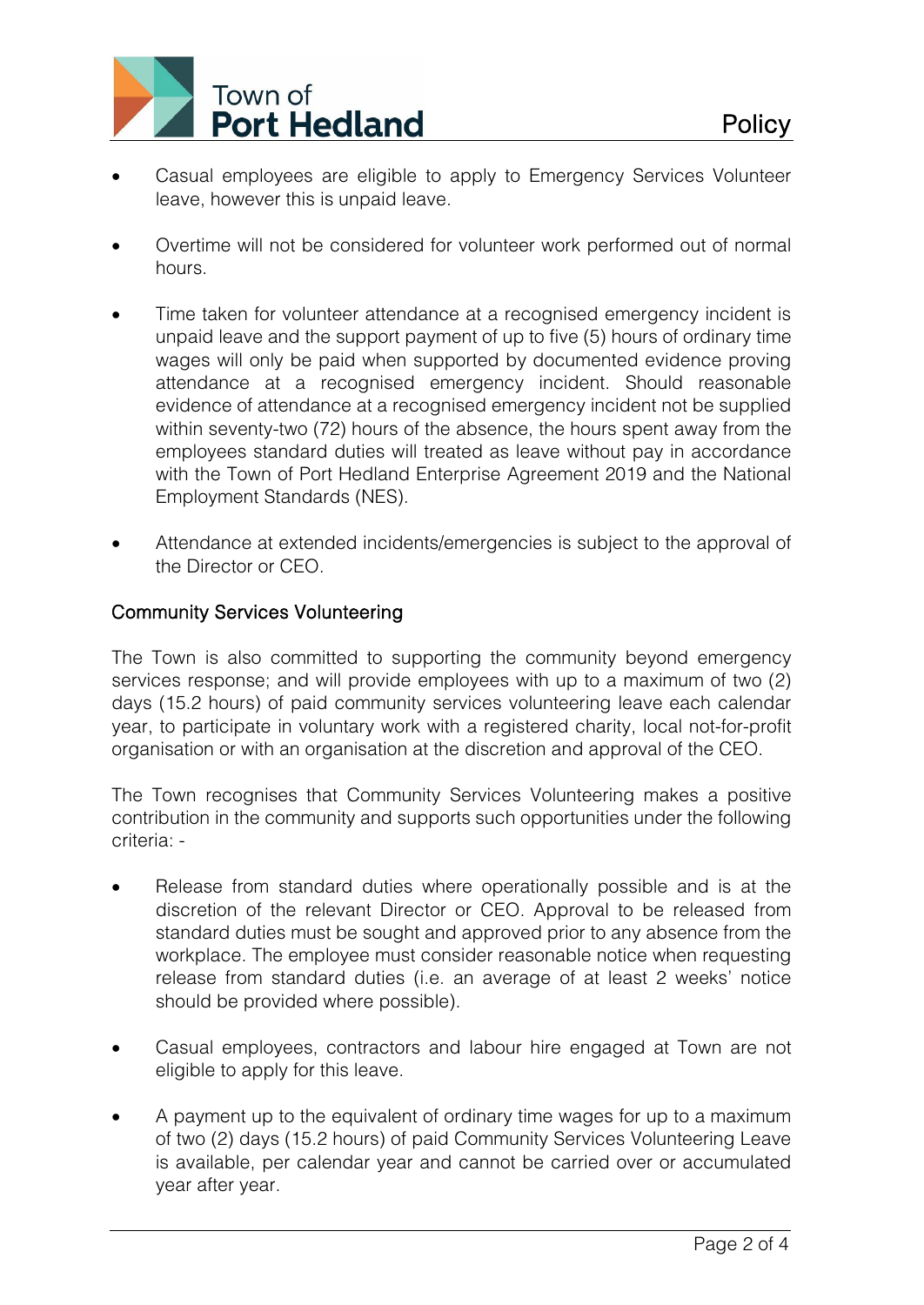- Casual employees are eligible to apply to Emergency Services Volunteer leave, however this is unpaid leave.

- Overtime will not be considered for volunteer work performed out of normal hours.

- Time taken for volunteer attendance at a recognised emergency incident is unpaid leave and the support payment of up to five (5) hours of ordinary time wages will only be paid when supported by documented evidence proving attendance at a recognised emergency incident. Should reasonable evidence of attendance at a recognised emergency incident not be supplied within seventy-two (72) hours of the absence, the hours spent away from the employees standard duties will treated as leave without pay in accordance with the Town of Port Hedland Enterprise Agreement 2019 and the National Employment Standards (NES).

- Attendance at extended incidents/emergencies is subject to the approval of the Director or CEO.

## Community Services Volunteering

The Town is also committed to supporting the community beyond emergency services response; and will provide employees with up to a maximum of two (2) days (15.2 hours) of paid community services volunteering leave each calendar year, to participate in voluntary work with a registered charity, local not-for-profit organisation or with an organisation at the discretion and approval of the CEO.

The Town recognises that Community Services Volunteering makes a positive contribution in the community and supports such opportunities under the following criteria: -

- Release from standard duties where operationally possible and is at the discretion of the relevant Director or CEO. Approval to be released from standard duties must be sought and approved prior to any absence from the workplace. The employee must consider reasonable notice when requesting release from standard duties (i.e. an average of at least 2 weeks' notice should be provided where possible).

- Casual employees, contractors and labour hire engaged at Town are not eligible to apply for this leave.

- A payment up to the equivalent of ordinary time wages for up to a maximum of two (2) days (15.2 hours) of paid Community Services Volunteering Leave is available, per calendar year and cannot be carried over or accumulated year after year.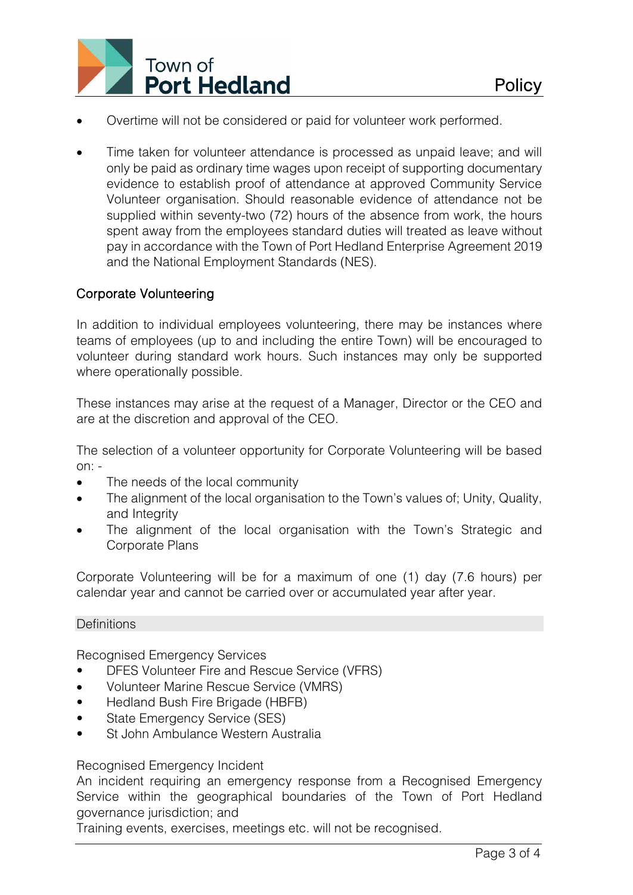- Overtime will not be considered or paid for volunteer work performed.

- Time taken for volunteer attendance is processed as unpaid leave; and will only be paid as ordinary time wages upon receipt of supporting documentary evidence to establish proof of attendance at approved Community Service Volunteer organisation. Should reasonable evidence of attendance not be supplied within seventy-two (72) hours of the absence from work, the hours spent away from the employees standard duties will treated as leave without pay in accordance with the Town of Port Hedland Enterprise Agreement 2019 and the National Employment Standards (NES).

### Corporate Volunteering

In addition to individual employees volunteering, there may be instances where teams of employees (up to and including the entire Town) will be encouraged to volunteer during standard work hours. Such instances may only be supported where operationally possible.

These instances may arise at the request of a Manager, Director or the CEO and are at the discretion and approval of the CEO.

The selection of a volunteer opportunity for Corporate Volunteering will be based on: -

- The needs of the local community
- The alignment of the local organisation to the Town's values of; Unity, Quality, and Integrity
- The alignment of the local organisation with the Town's Strategic and Corporate Plans

Corporate Volunteering will be for a maximum of one (1) day (7.6 hours) per calendar year and cannot be carried over or accumulated year after year.

## Definitions

Recognised Emergency Services

- DFES Volunteer Fire and Rescue Service (VFRS)
- Volunteer Marine Rescue Service (VMRS)
- Hedland Bush Fire Brigade (HBFB)
- State Emergency Service (SES)
- St John Ambulance Western Australia

Recognised Emergency Incident

An incident requiring an emergency response from a Recognised Emergency Service within the geographical boundaries of the Town of Port Hedland governance jurisdiction; and

Training events, exercises, meetings etc. will not be recognised.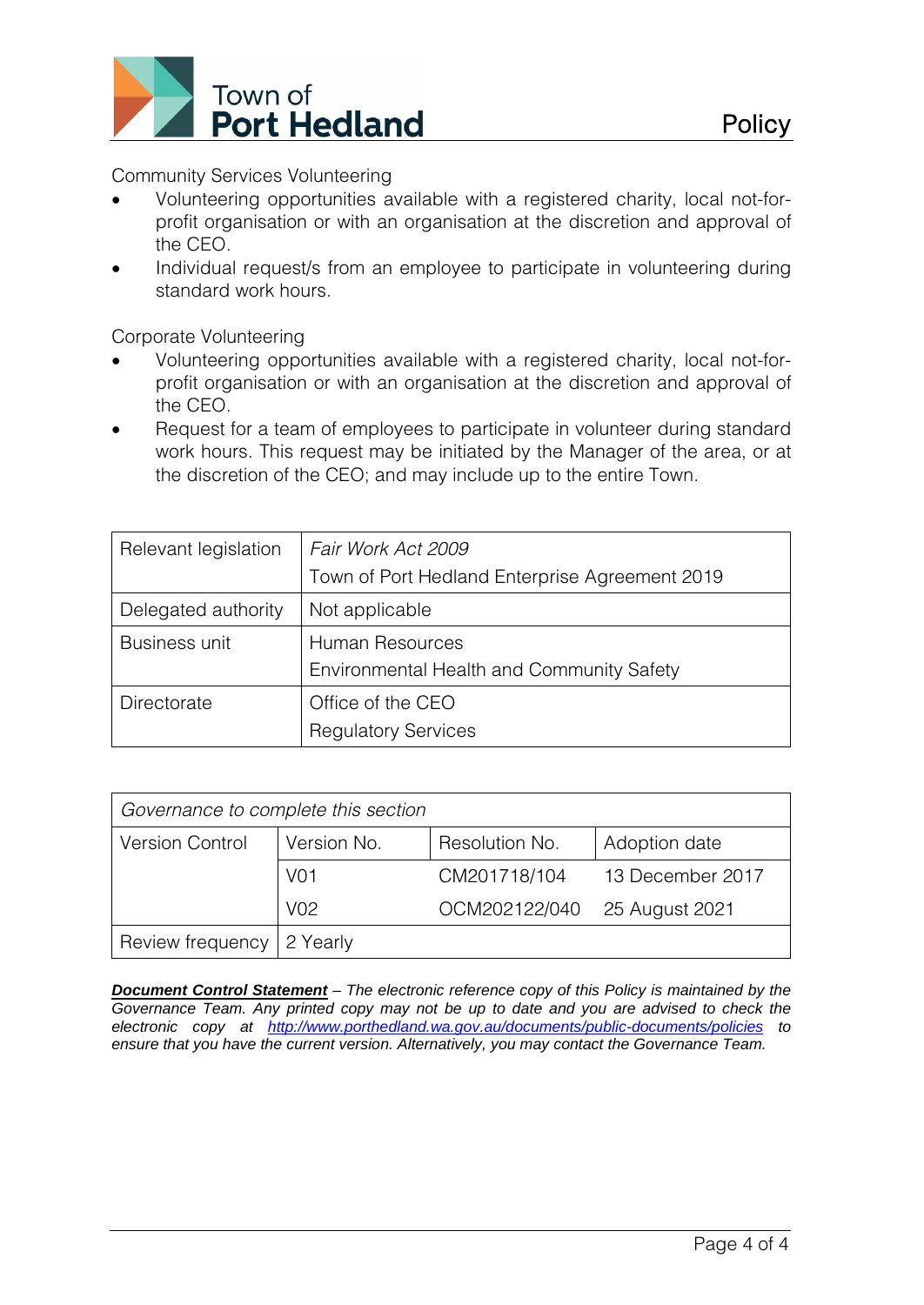Community Services Volunteering

- Volunteering opportunities available with a registered charity, local not-for-profit organisation or with an organisation at the discretion and approval of the CEO.
- Individual request/s from an employee to participate in volunteering during standard work hours.

Corporate Volunteering

- Volunteering opportunities available with a registered charity, local not-for-profit organisation or with an organisation at the discretion and approval of the CEO.
- Request for a team of employees to participate in volunteer during standard work hours. This request may be initiated by the Manager of the area, or at the discretion of the CEO; and may include up to the entire Town.

| | |
|---|---|
| Relevant legislation | *Fair Work Act 2009*<br>Town of Port Hedland Enterprise Agreement 2019 |
| Delegated authority | Not applicable |
| Business unit | Human Resources<br>Environmental Health and Community Safety |
| Directorate | Office of the CEO<br>Regulatory Services |

| *Governance to complete this section* | | | |
|---|---|---|---|
| Version Control | Version No. | Resolution No. | Adoption date |
| | V01 | CM201718/104 | 13 December 2017 |
| | V02 | OCM202122/040 | 25 August 2021 |
| Review frequency | 2 Yearly | | |

***Document Control Statement*** *– The electronic reference copy of this Policy is maintained by the Governance Team. Any printed copy may not be up to date and you are advised to check the electronic copy at http://www.porthedland.wa.gov.au/documents/public-documents/policies to ensure that you have the current version. Alternatively, you may contact the Governance Team.*